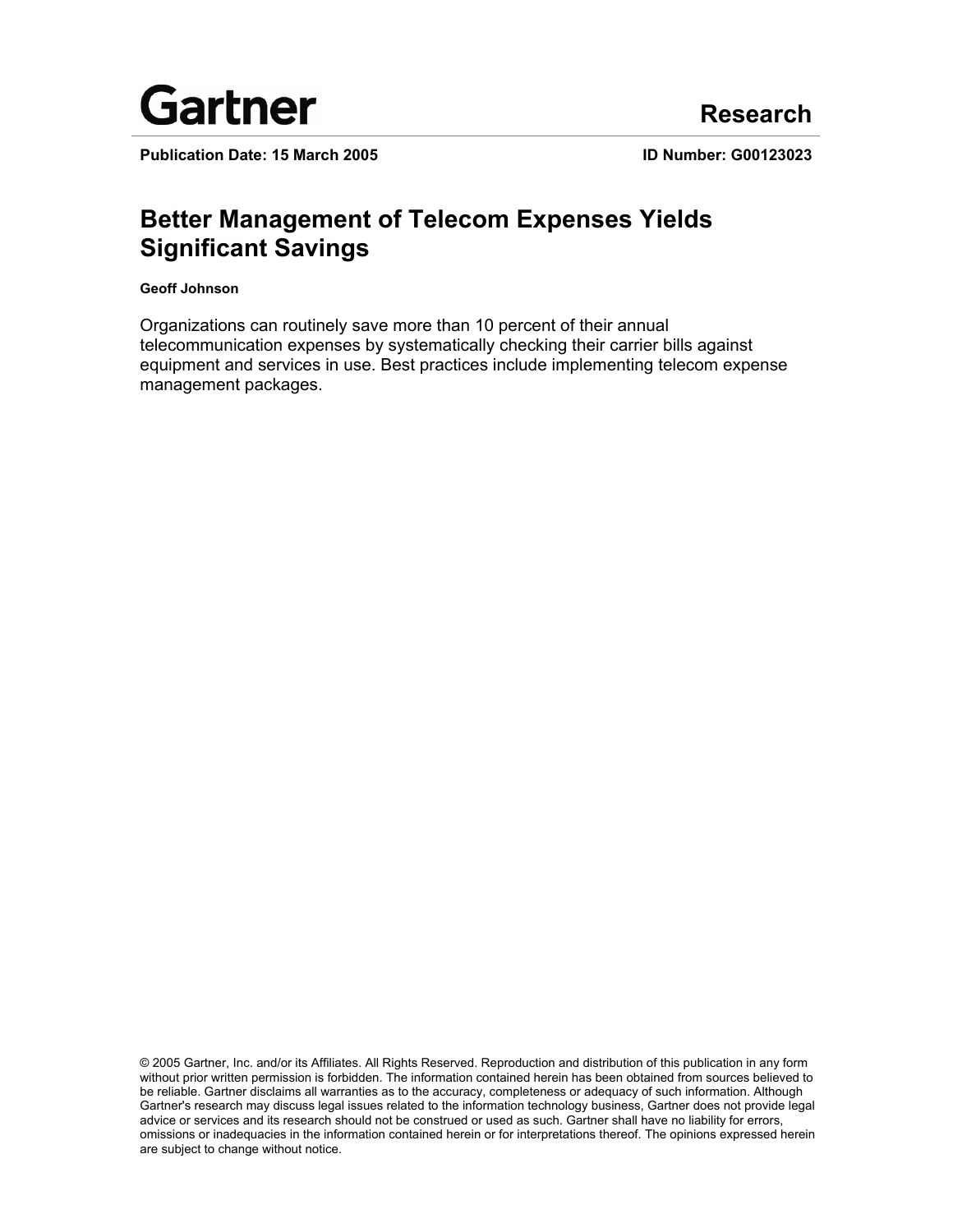Gartner

Research

**Publication Date: 15 March 2005** **ID Number: G00123023**

# Better Management of Telecom Expenses Yields Significant Savings

**Geoff Johnson**

Organizations can routinely save more than 10 percent of their annual telecommunication expenses by systematically checking their carrier bills against equipment and services in use. Best practices include implementing telecom expense management packages.

© 2005 Gartner, Inc. and/or its Affiliates. All Rights Reserved. Reproduction and distribution of this publication in any form without prior written permission is forbidden. The information contained herein has been obtained from sources believed to be reliable. Gartner disclaims all warranties as to the accuracy, completeness or adequacy of such information. Although Gartner's research may discuss legal issues related to the information technology business, Gartner does not provide legal advice or services and its research should not be construed or used as such. Gartner shall have no liability for errors, omissions or inadequacies in the information contained herein or for interpretations thereof. The opinions expressed herein are subject to change without notice.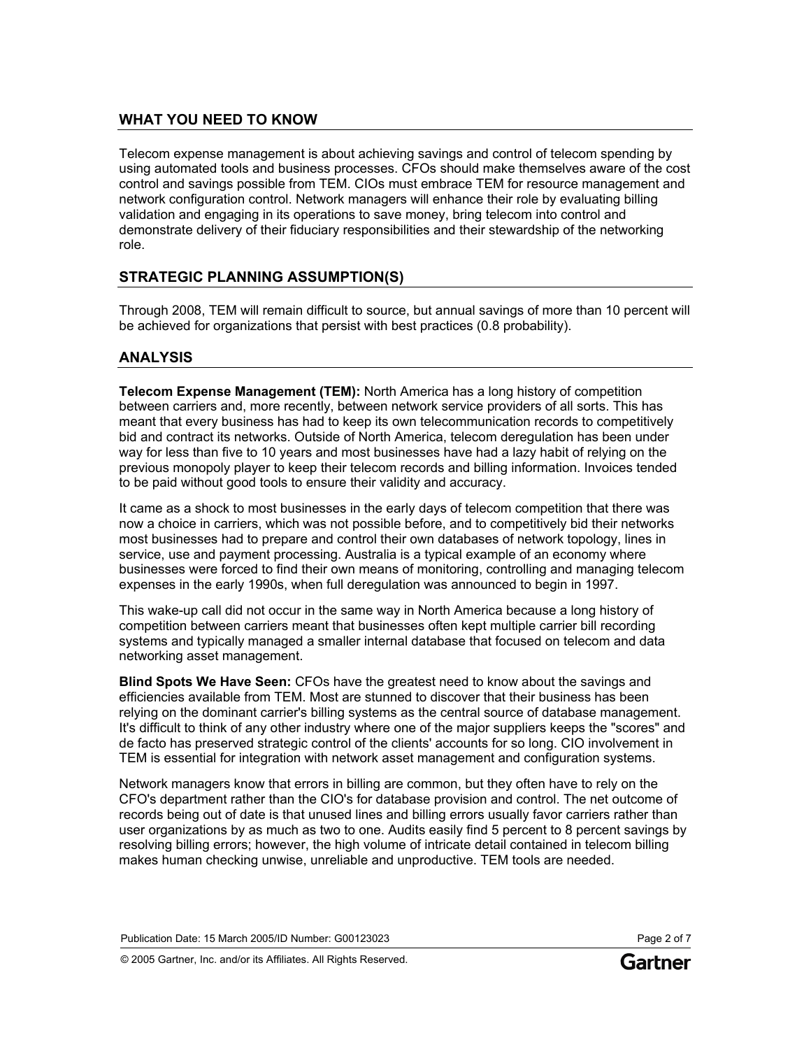## WHAT YOU NEED TO KNOW

Telecom expense management is about achieving savings and control of telecom spending by using automated tools and business processes. CFOs should make themselves aware of the cost control and savings possible from TEM. CIOs must embrace TEM for resource management and network configuration control. Network managers will enhance their role by evaluating billing validation and engaging in its operations to save money, bring telecom into control and demonstrate delivery of their fiduciary responsibilities and their stewardship of the networking role.

## STRATEGIC PLANNING ASSUMPTION(S)

Through 2008, TEM will remain difficult to source, but annual savings of more than 10 percent will be achieved for organizations that persist with best practices (0.8 probability).

## ANALYSIS

**Telecom Expense Management (TEM):** North America has a long history of competition between carriers and, more recently, between network service providers of all sorts. This has meant that every business has had to keep its own telecommunication records to competitively bid and contract its networks. Outside of North America, telecom deregulation has been under way for less than five to 10 years and most businesses have had a lazy habit of relying on the previous monopoly player to keep their telecom records and billing information. Invoices tended to be paid without good tools to ensure their validity and accuracy.

It came as a shock to most businesses in the early days of telecom competition that there was now a choice in carriers, which was not possible before, and to competitively bid their networks most businesses had to prepare and control their own databases of network topology, lines in service, use and payment processing. Australia is a typical example of an economy where businesses were forced to find their own means of monitoring, controlling and managing telecom expenses in the early 1990s, when full deregulation was announced to begin in 1997.

This wake-up call did not occur in the same way in North America because a long history of competition between carriers meant that businesses often kept multiple carrier bill recording systems and typically managed a smaller internal database that focused on telecom and data networking asset management.

**Blind Spots We Have Seen:** CFOs have the greatest need to know about the savings and efficiencies available from TEM. Most are stunned to discover that their business has been relying on the dominant carrier's billing systems as the central source of database management. It's difficult to think of any other industry where one of the major suppliers keeps the "scores" and de facto has preserved strategic control of the clients' accounts for so long. CIO involvement in TEM is essential for integration with network asset management and configuration systems.

Network managers know that errors in billing are common, but they often have to rely on the CFO's department rather than the CIO's for database provision and control. The net outcome of records being out of date is that unused lines and billing errors usually favor carriers rather than user organizations by as much as two to one. Audits easily find 5 percent to 8 percent savings by resolving billing errors; however, the high volume of intricate detail contained in telecom billing makes human checking unwise, unreliable and unproductive. TEM tools are needed.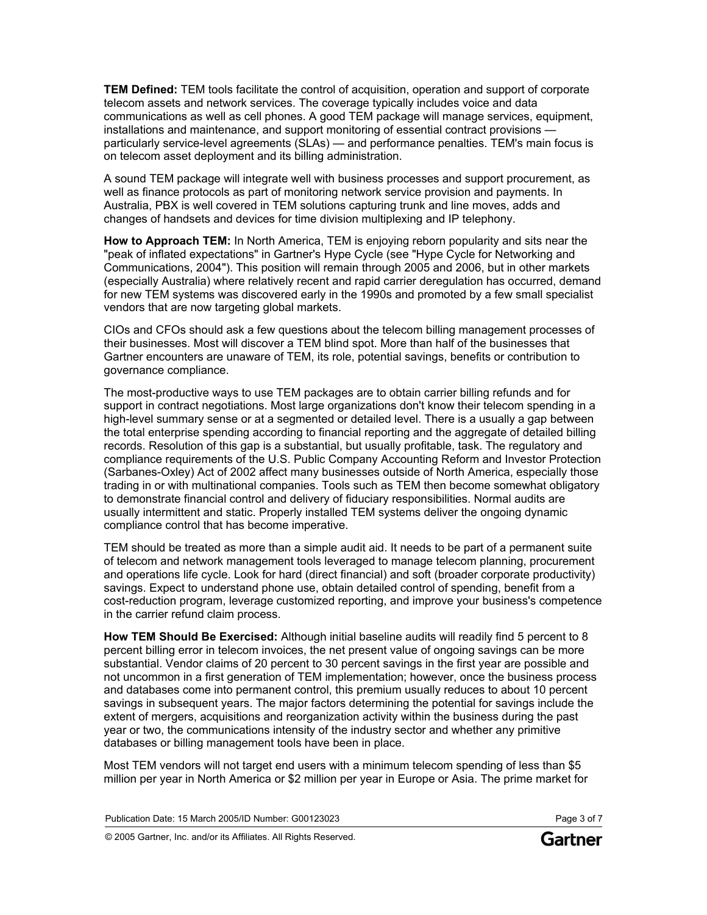**TEM Defined:** TEM tools facilitate the control of acquisition, operation and support of corporate telecom assets and network services. The coverage typically includes voice and data communications as well as cell phones. A good TEM package will manage services, equipment, installations and maintenance, and support monitoring of essential contract provisions — particularly service-level agreements (SLAs) — and performance penalties. TEM's main focus is on telecom asset deployment and its billing administration.

A sound TEM package will integrate well with business processes and support procurement, as well as finance protocols as part of monitoring network service provision and payments. In Australia, PBX is well covered in TEM solutions capturing trunk and line moves, adds and changes of handsets and devices for time division multiplexing and IP telephony.

**How to Approach TEM:** In North America, TEM is enjoying reborn popularity and sits near the "peak of inflated expectations" in Gartner's Hype Cycle (see "Hype Cycle for Networking and Communications, 2004"). This position will remain through 2005 and 2006, but in other markets (especially Australia) where relatively recent and rapid carrier deregulation has occurred, demand for new TEM systems was discovered early in the 1990s and promoted by a few small specialist vendors that are now targeting global markets.

CIOs and CFOs should ask a few questions about the telecom billing management processes of their businesses. Most will discover a TEM blind spot. More than half of the businesses that Gartner encounters are unaware of TEM, its role, potential savings, benefits or contribution to governance compliance.

The most-productive ways to use TEM packages are to obtain carrier billing refunds and for support in contract negotiations. Most large organizations don't know their telecom spending in a high-level summary sense or at a segmented or detailed level. There is a usually a gap between the total enterprise spending according to financial reporting and the aggregate of detailed billing records. Resolution of this gap is a substantial, but usually profitable, task. The regulatory and compliance requirements of the U.S. Public Company Accounting Reform and Investor Protection (Sarbanes-Oxley) Act of 2002 affect many businesses outside of North America, especially those trading in or with multinational companies. Tools such as TEM then become somewhat obligatory to demonstrate financial control and delivery of fiduciary responsibilities. Normal audits are usually intermittent and static. Properly installed TEM systems deliver the ongoing dynamic compliance control that has become imperative.

TEM should be treated as more than a simple audit aid. It needs to be part of a permanent suite of telecom and network management tools leveraged to manage telecom planning, procurement and operations life cycle. Look for hard (direct financial) and soft (broader corporate productivity) savings. Expect to understand phone use, obtain detailed control of spending, benefit from a cost-reduction program, leverage customized reporting, and improve your business's competence in the carrier refund claim process.

**How TEM Should Be Exercised:** Although initial baseline audits will readily find 5 percent to 8 percent billing error in telecom invoices, the net present value of ongoing savings can be more substantial. Vendor claims of 20 percent to 30 percent savings in the first year are possible and not uncommon in a first generation of TEM implementation; however, once the business process and databases come into permanent control, this premium usually reduces to about 10 percent savings in subsequent years. The major factors determining the potential for savings include the extent of mergers, acquisitions and reorganization activity within the business during the past year or two, the communications intensity of the industry sector and whether any primitive databases or billing management tools have been in place.

Most TEM vendors will not target end users with a minimum telecom spending of less than $5 million per year in North America or $2 million per year in Europe or Asia. The prime market for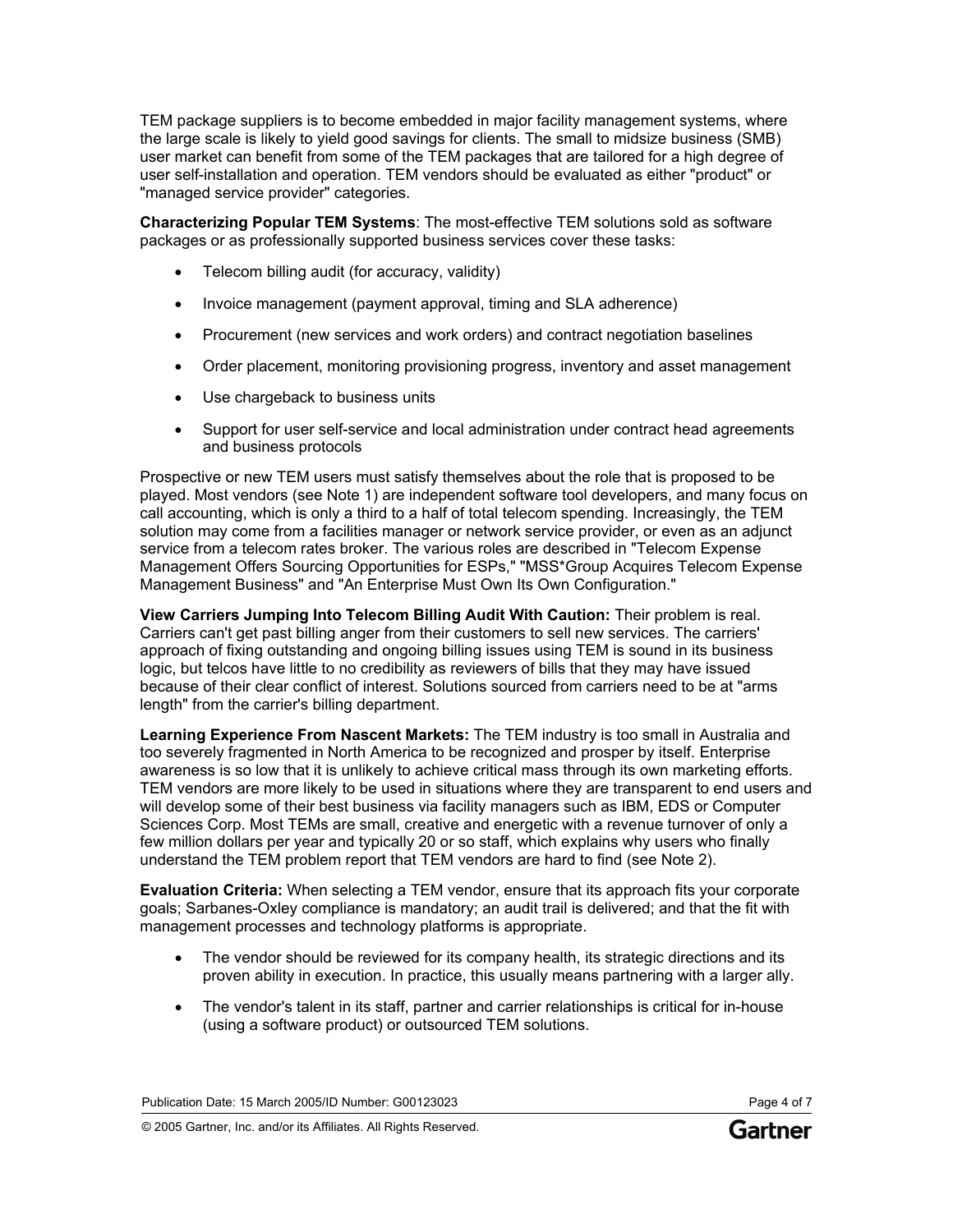TEM package suppliers is to become embedded in major facility management systems, where the large scale is likely to yield good savings for clients. The small to midsize business (SMB) user market can benefit from some of the TEM packages that are tailored for a high degree of user self-installation and operation. TEM vendors should be evaluated as either "product" or "managed service provider" categories.

**Characterizing Popular TEM Systems**: The most-effective TEM solutions sold as software packages or as professionally supported business services cover these tasks:

- Telecom billing audit (for accuracy, validity)
- Invoice management (payment approval, timing and SLA adherence)
- Procurement (new services and work orders) and contract negotiation baselines
- Order placement, monitoring provisioning progress, inventory and asset management
- Use chargeback to business units
- Support for user self-service and local administration under contract head agreements and business protocols

Prospective or new TEM users must satisfy themselves about the role that is proposed to be played. Most vendors (see Note 1) are independent software tool developers, and many focus on call accounting, which is only a third to a half of total telecom spending. Increasingly, the TEM solution may come from a facilities manager or network service provider, or even as an adjunct service from a telecom rates broker. The various roles are described in "Telecom Expense Management Offers Sourcing Opportunities for ESPs," "MSS*Group Acquires Telecom Expense Management Business" and "An Enterprise Must Own Its Own Configuration."

**View Carriers Jumping Into Telecom Billing Audit With Caution:** Their problem is real. Carriers can't get past billing anger from their customers to sell new services. The carriers' approach of fixing outstanding and ongoing billing issues using TEM is sound in its business logic, but telcos have little to no credibility as reviewers of bills that they may have issued because of their clear conflict of interest. Solutions sourced from carriers need to be at "arms length" from the carrier's billing department.

**Learning Experience From Nascent Markets:** The TEM industry is too small in Australia and too severely fragmented in North America to be recognized and prosper by itself. Enterprise awareness is so low that it is unlikely to achieve critical mass through its own marketing efforts. TEM vendors are more likely to be used in situations where they are transparent to end users and will develop some of their best business via facility managers such as IBM, EDS or Computer Sciences Corp. Most TEMs are small, creative and energetic with a revenue turnover of only a few million dollars per year and typically 20 or so staff, which explains why users who finally understand the TEM problem report that TEM vendors are hard to find (see Note 2).

**Evaluation Criteria:** When selecting a TEM vendor, ensure that its approach fits your corporate goals; Sarbanes-Oxley compliance is mandatory; an audit trail is delivered; and that the fit with management processes and technology platforms is appropriate.

- The vendor should be reviewed for its company health, its strategic directions and its proven ability in execution. In practice, this usually means partnering with a larger ally.
- The vendor's talent in its staff, partner and carrier relationships is critical for in-house (using a software product) or outsourced TEM solutions.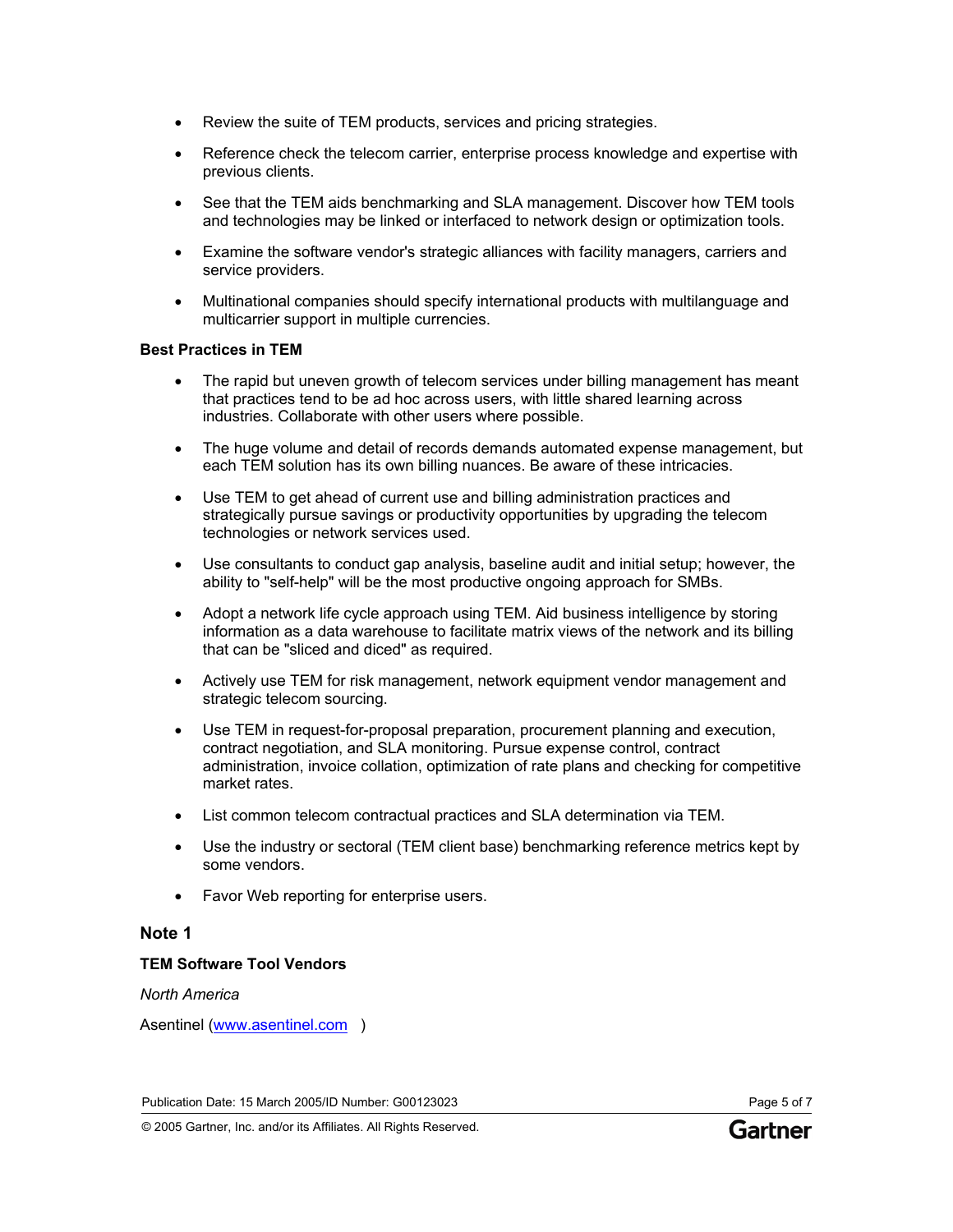- Review the suite of TEM products, services and pricing strategies.
- Reference check the telecom carrier, enterprise process knowledge and expertise with previous clients.
- See that the TEM aids benchmarking and SLA management. Discover how TEM tools and technologies may be linked or interfaced to network design or optimization tools.
- Examine the software vendor's strategic alliances with facility managers, carriers and service providers.
- Multinational companies should specify international products with multilanguage and multicarrier support in multiple currencies.

**Best Practices in TEM**

- The rapid but uneven growth of telecom services under billing management has meant that practices tend to be ad hoc across users, with little shared learning across industries. Collaborate with other users where possible.
- The huge volume and detail of records demands automated expense management, but each TEM solution has its own billing nuances. Be aware of these intricacies.
- Use TEM to get ahead of current use and billing administration practices and strategically pursue savings or productivity opportunities by upgrading the telecom technologies or network services used.
- Use consultants to conduct gap analysis, baseline audit and initial setup; however, the ability to "self-help" will be the most productive ongoing approach for SMBs.
- Adopt a network life cycle approach using TEM. Aid business intelligence by storing information as a data warehouse to facilitate matrix views of the network and its billing that can be "sliced and diced" as required.
- Actively use TEM for risk management, network equipment vendor management and strategic telecom sourcing.
- Use TEM in request-for-proposal preparation, procurement planning and execution, contract negotiation, and SLA monitoring. Pursue expense control, contract administration, invoice collation, optimization of rate plans and checking for competitive market rates.
- List common telecom contractual practices and SLA determination via TEM.
- Use the industry or sectoral (TEM client base) benchmarking reference metrics kept by some vendors.
- Favor Web reporting for enterprise users.

## Note 1

**TEM Software Tool Vendors**

*North America*

Asentinel (www.asentinel.com )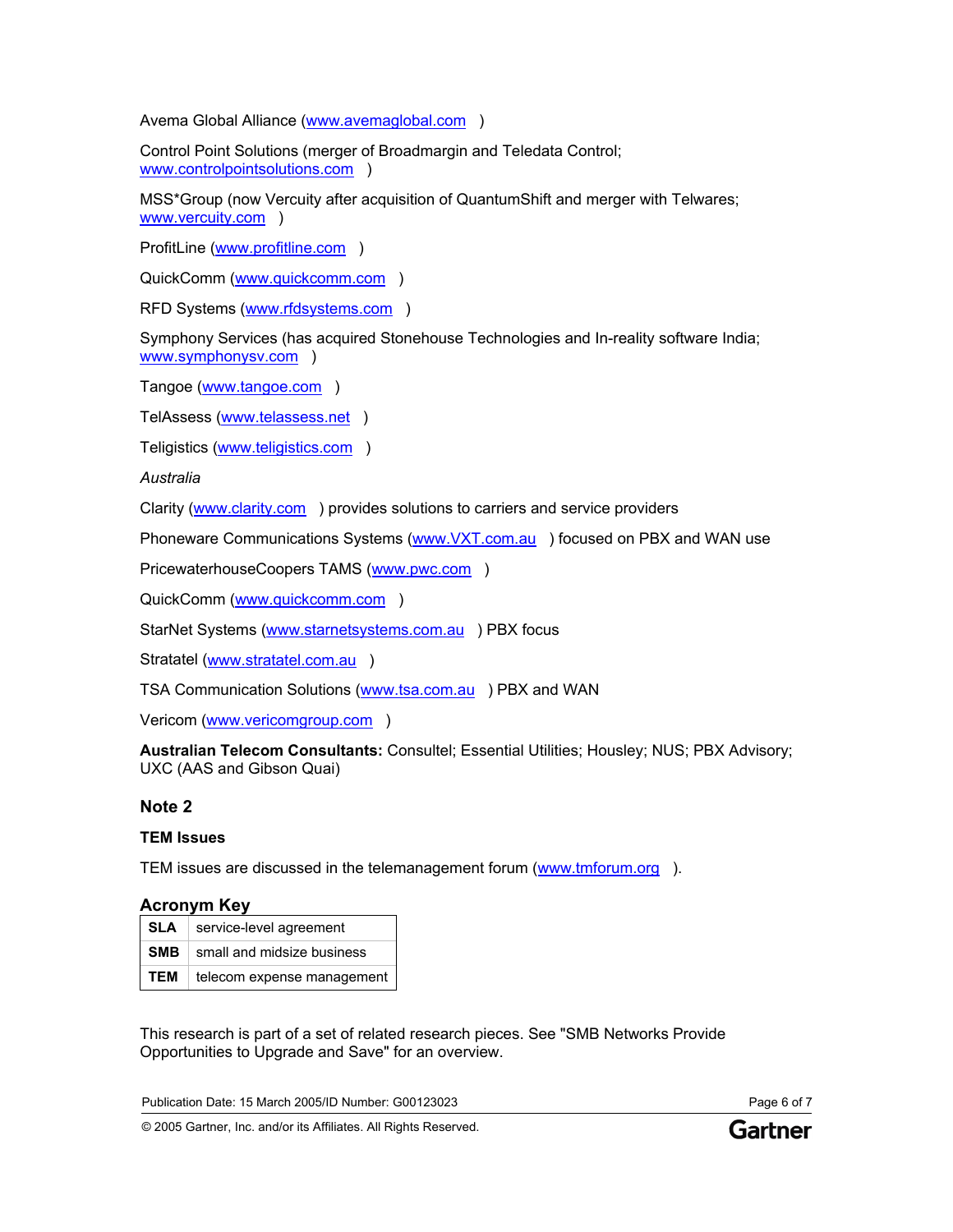Avema Global Alliance (www.avemaglobal.com)

Control Point Solutions (merger of Broadmargin and Teledata Control; www.controlpointsolutions.com)

MSS*Group (now Vercuity after acquisition of QuantumShift and merger with Telwares; www.vercuity.com)

ProfitLine (www.profitline.com)

QuickComm (www.quickcomm.com)

RFD Systems (www.rfdsystems.com)

Symphony Services (has acquired Stonehouse Technologies and In-reality software India; www.symphonysv.com)

Tangoe (www.tangoe.com)

TelAssess (www.telassess.net)

Teligistics (www.teligistics.com)

*Australia*

Clarity (www.clarity.com) provides solutions to carriers and service providers

Phoneware Communications Systems (www.VXT.com.au) focused on PBX and WAN use

PricewaterhouseCoopers TAMS (www.pwc.com)

QuickComm (www.quickcomm.com)

StarNet Systems (www.starnetsystems.com.au) PBX focus

Stratatel (www.stratatel.com.au)

TSA Communication Solutions (www.tsa.com.au) PBX and WAN

Vericom (www.vericomgroup.com)

**Australian Telecom Consultants:** Consultel; Essential Utilities; Housley; NUS; PBX Advisory; UXC (AAS and Gibson Quai)

## Note 2

### TEM Issues

TEM issues are discussed in the telemanagement forum (www.tmforum.org).

## Acronym Key

| | |
|---|---|
| **SLA** | service-level agreement |
| **SMB** | small and midsize business |
| **TEM** | telecom expense management |

This research is part of a set of related research pieces. See "SMB Networks Provide Opportunities to Upgrade and Save" for an overview.

Publication Date: 15 March 2005/ID Number: G00123023

© 2005 Gartner, Inc. and/or its Affiliates. All Rights Reserved.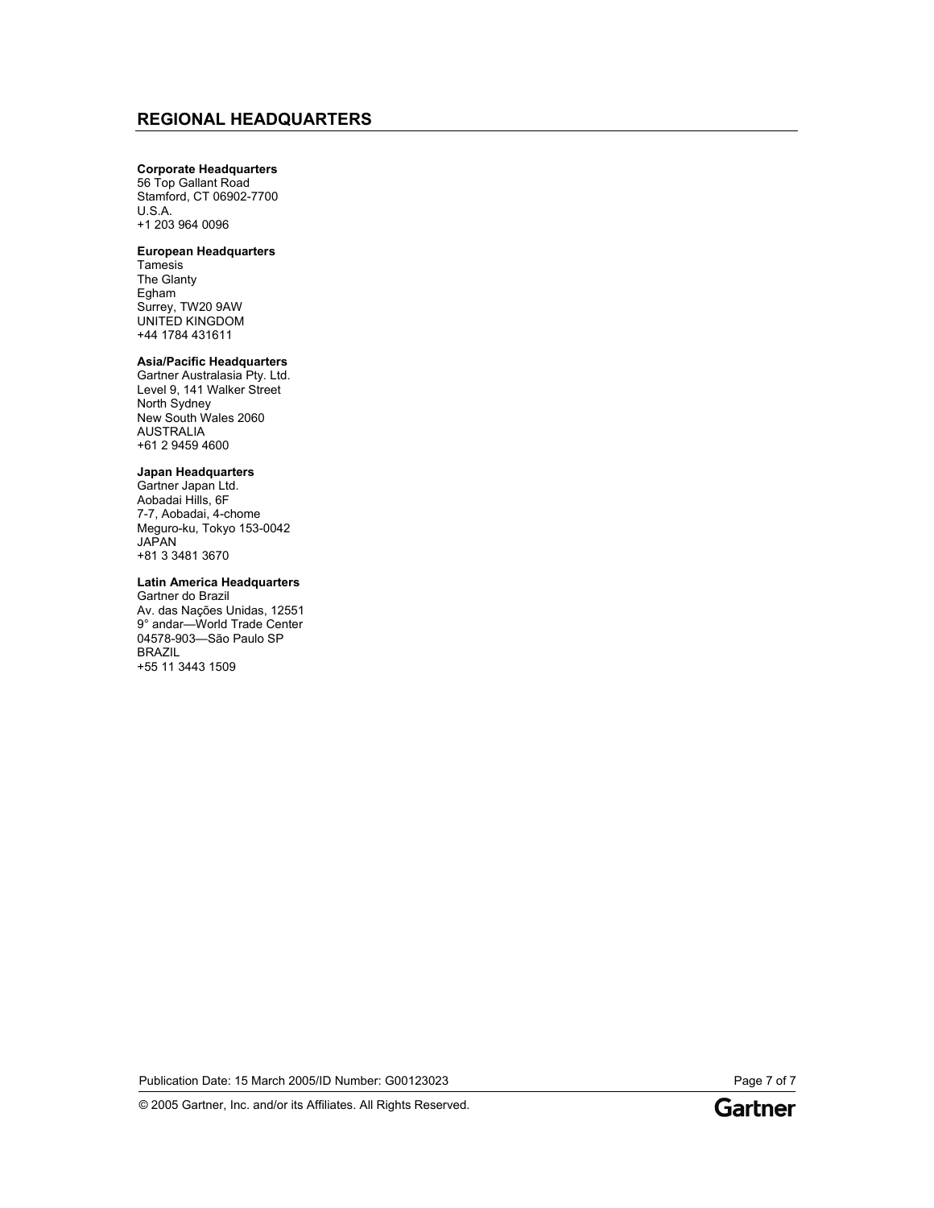## REGIONAL HEADQUARTERS

**Corporate Headquarters**
56 Top Gallant Road
Stamford, CT 06902-7700
U.S.A.
+1 203 964 0096

**European Headquarters**
Tamesis
The Glanty
Egham
Surrey, TW20 9AW
UNITED KINGDOM
+44 1784 431611

**Asia/Pacific Headquarters**
Gartner Australasia Pty. Ltd.
Level 9, 141 Walker Street
North Sydney
New South Wales 2060
AUSTRALIA
+61 2 9459 4600

**Japan Headquarters**
Gartner Japan Ltd.
Aobadai Hills, 6F
7-7, Aobadai, 4-chome
Meguro-ku, Tokyo 153-0042
JAPAN
+81 3 3481 3670

**Latin America Headquarters**
Gartner do Brazil
Av. das Nações Unidas, 12551
9° andar—World Trade Center
04578-903—São Paulo SP
BRAZIL
+55 11 3443 1509